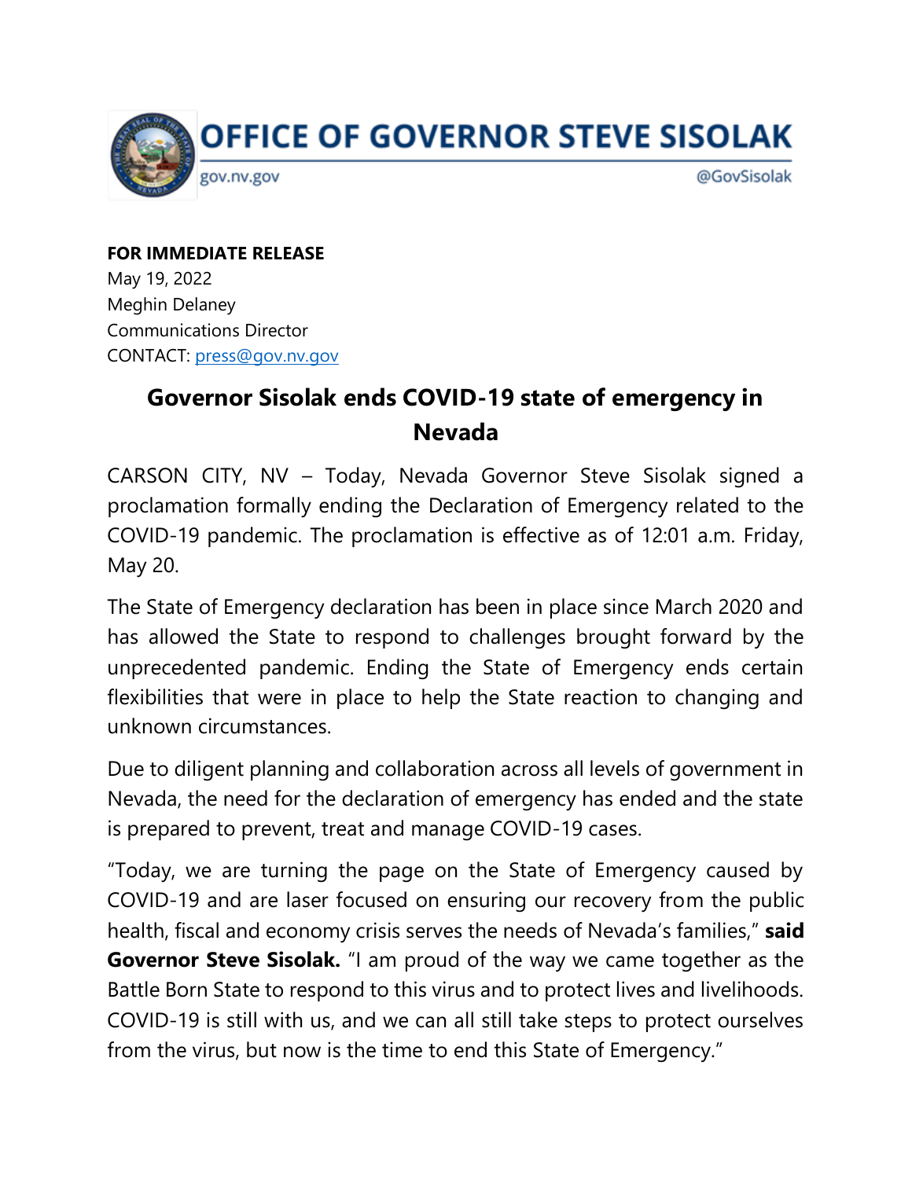# OFFICE OF GOVERNOR STEVE SISOLAK

gov.nv.gov @GovSisolak

**FOR IMMEDIATE RELEASE**
May 19, 2022
Meghin Delaney
Communications Director
CONTACT: press@gov.nv.gov

## Governor Sisolak ends COVID-19 state of emergency in Nevada

CARSON CITY, NV – Today, Nevada Governor Steve Sisolak signed a proclamation formally ending the Declaration of Emergency related to the COVID-19 pandemic. The proclamation is effective as of 12:01 a.m. Friday, May 20.

The State of Emergency declaration has been in place since March 2020 and has allowed the State to respond to challenges brought forward by the unprecedented pandemic. Ending the State of Emergency ends certain flexibilities that were in place to help the State reaction to changing and unknown circumstances.

Due to diligent planning and collaboration across all levels of government in Nevada, the need for the declaration of emergency has ended and the state is prepared to prevent, treat and manage COVID-19 cases.

"Today, we are turning the page on the State of Emergency caused by COVID-19 and are laser focused on ensuring our recovery from the public health, fiscal and economy crisis serves the needs of Nevada's families," **said Governor Steve Sisolak.** "I am proud of the way we came together as the Battle Born State to respond to this virus and to protect lives and livelihoods. COVID-19 is still with us, and we can all still take steps to protect ourselves from the virus, but now is the time to end this State of Emergency."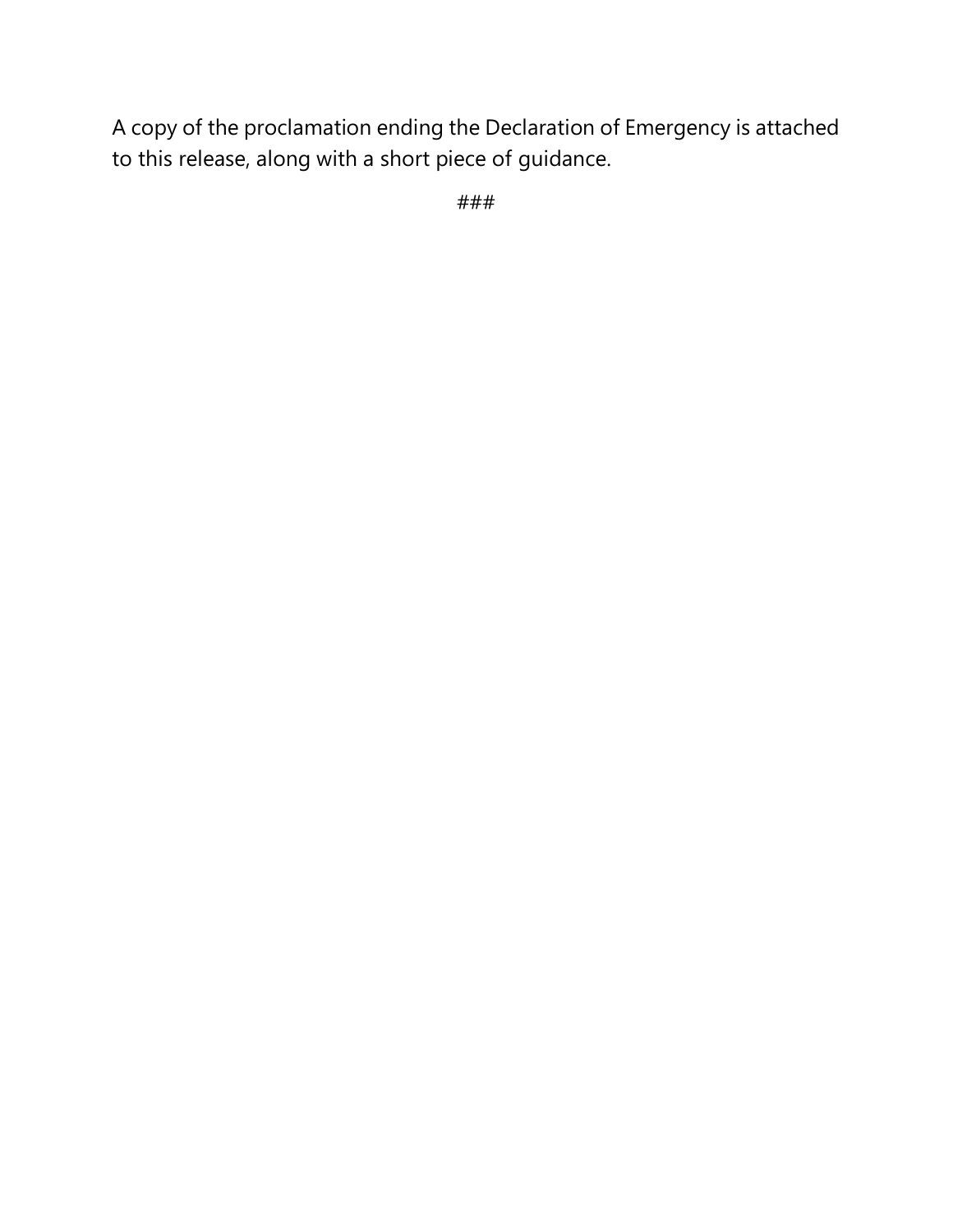A copy of the proclamation ending the Declaration of Emergency is attached to this release, along with a short piece of guidance.

###